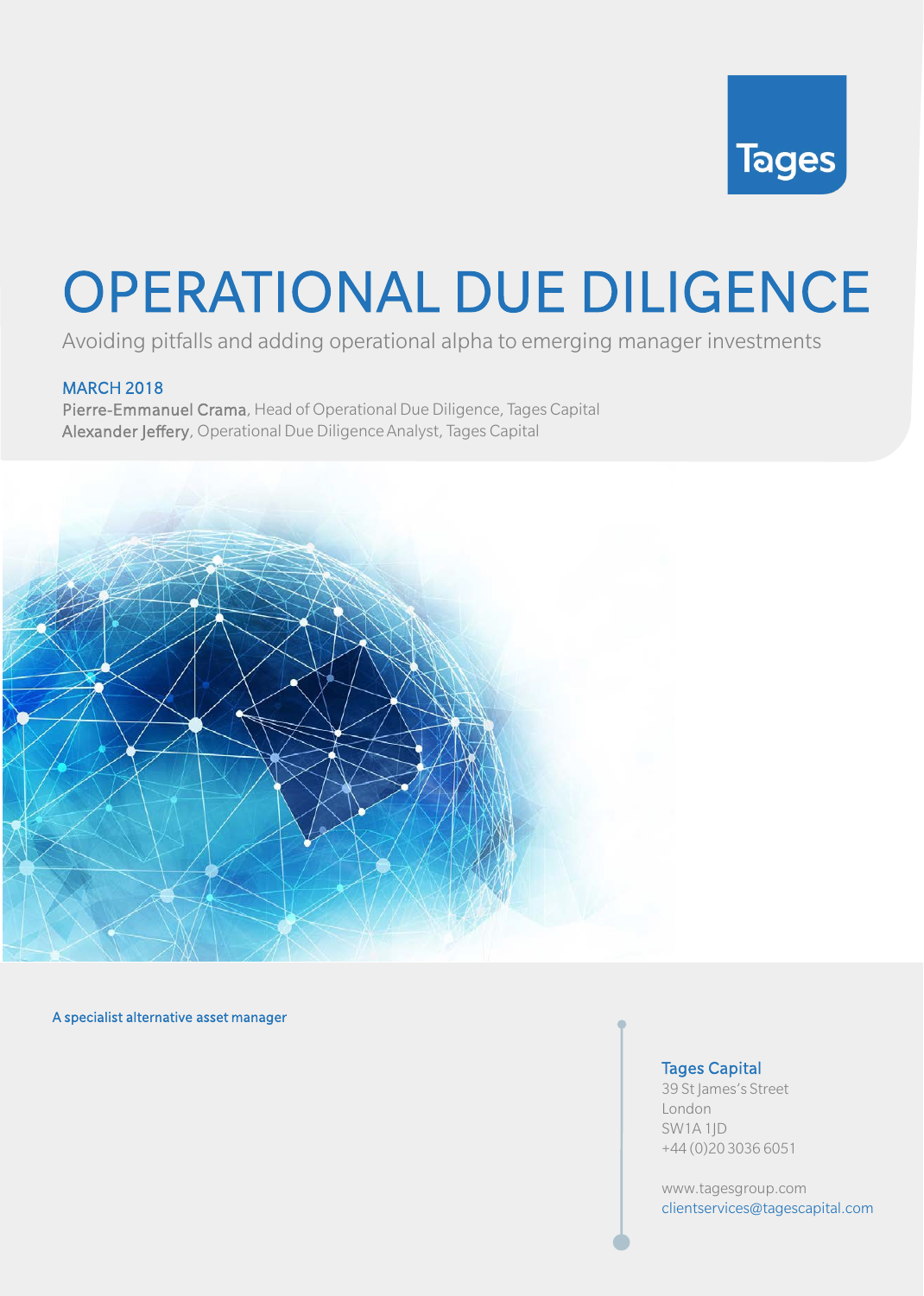Tages

# OPERATIONAL DUE DILIGENCE

Avoiding pitfalls and adding operational alpha to emerging manager investments

MARCH 2018

**Pierre-Emmanuel Crama**, Head of Operational Due Diligence, Tages Capital
**Alexander Jeffery**, Operational Due Diligence Analyst, Tages Capital

A specialist alternative asset manager

**Tages Capital**
39 St James's Street
London
SW1A 1JD
+44 (0)20 3036 6051

www.tagesgroup.com
clientservices@tagescapital.com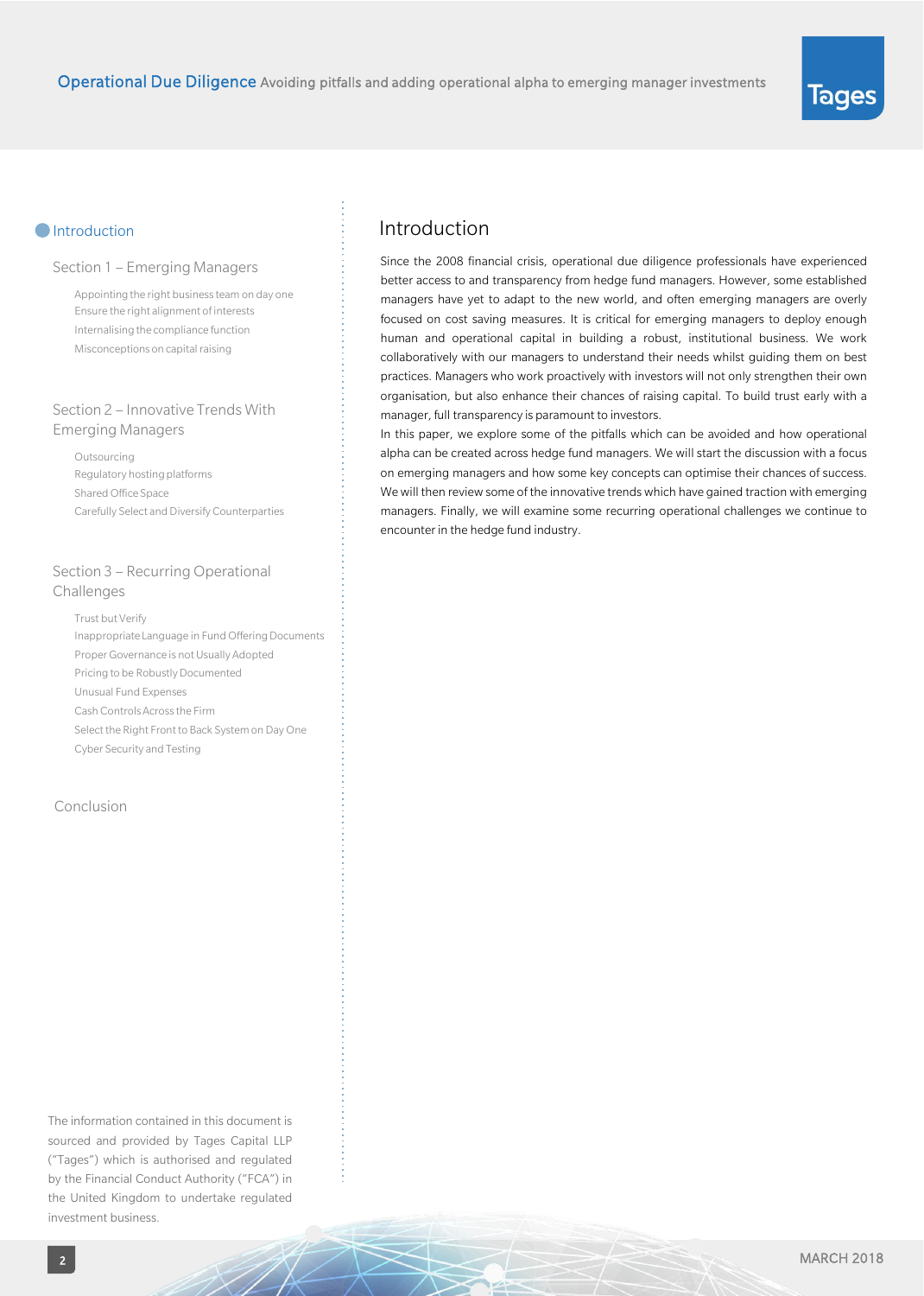- Introduction

Section 1 – Emerging Managers

- Appointing the right business team on day one
- Ensure the right alignment of interests
- Internalising the compliance function
- Misconceptions on capital raising

Section 2 – Innovative Trends With Emerging Managers

- Outsourcing
- Regulatory hosting platforms
- Shared Office Space
- Carefully Select and Diversify Counterparties

Section 3 – Recurring Operational Challenges

- Trust but Verify
- Inappropriate Language in Fund Offering Documents
- Proper Governance is not Usually Adopted
- Pricing to be Robustly Documented
- Unusual Fund Expenses
- Cash Controls Across the Firm
- Select the Right Front to Back System on Day One
- Cyber Security and Testing

Conclusion

The information contained in this document is sourced and provided by Tages Capital LLP ("Tages") which is authorised and regulated by the Financial Conduct Authority ("FCA") in the United Kingdom to undertake regulated investment business.

# Introduction

Since the 2008 financial crisis, operational due diligence professionals have experienced better access to and transparency from hedge fund managers. However, some established managers have yet to adapt to the new world, and often emerging managers are overly focused on cost saving measures. It is critical for emerging managers to deploy enough human and operational capital in building a robust, institutional business. We work collaboratively with our managers to understand their needs whilst guiding them on best practices. Managers who work proactively with investors will not only strengthen their own organisation, but also enhance their chances of raising capital. To build trust early with a manager, full transparency is paramount to investors.

In this paper, we explore some of the pitfalls which can be avoided and how operational alpha can be created across hedge fund managers. We will start the discussion with a focus on emerging managers and how some key concepts can optimise their chances of success. We will then review some of the innovative trends which have gained traction with emerging managers. Finally, we will examine some recurring operational challenges we continue to encounter in the hedge fund industry.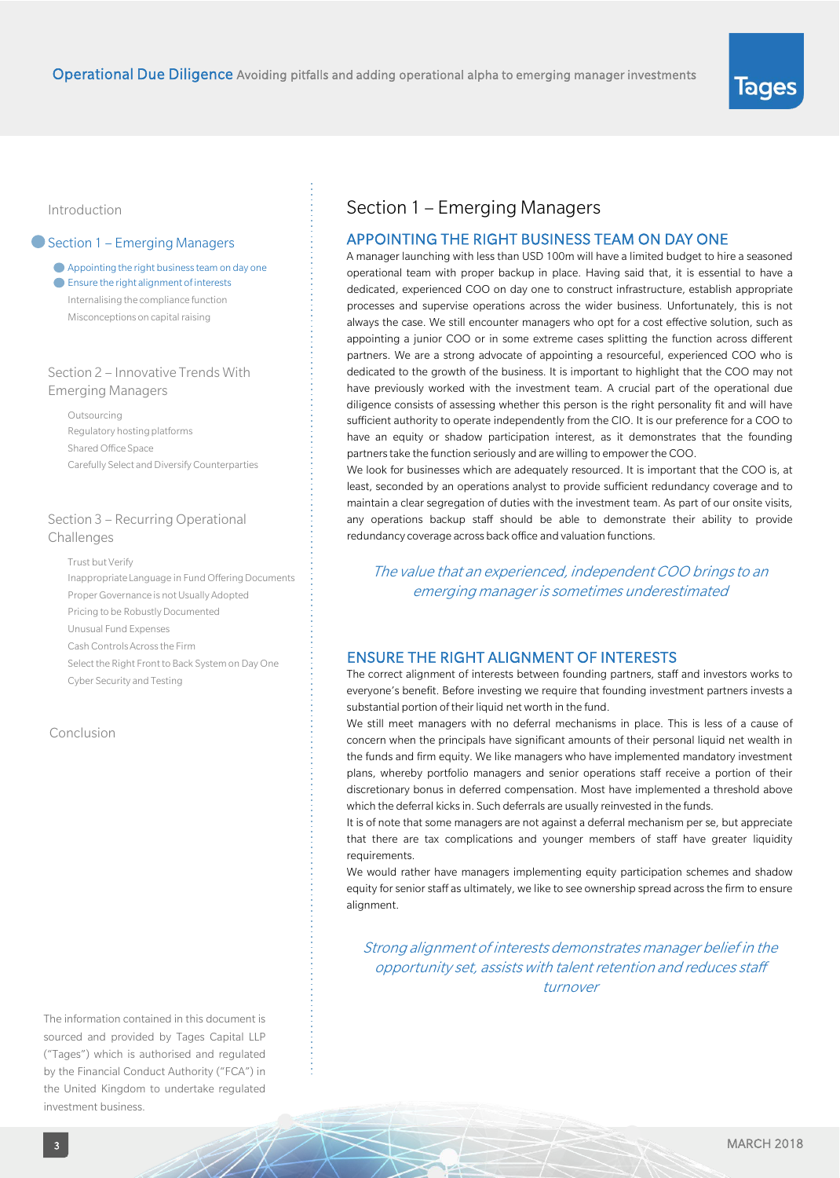Introduction

Section 1 – Emerging Managers

- Appointing the right business team on day one
- Ensure the right alignment of interests
- Internalising the compliance function
- Misconceptions on capital raising

Section 2 – Innovative Trends With Emerging Managers

- Outsourcing
- Regulatory hosting platforms
- Shared Office Space
- Carefully Select and Diversify Counterparties

Section 3 – Recurring Operational Challenges

- Trust but Verify
- Inappropriate Language in Fund Offering Documents
- Proper Governance is not Usually Adopted
- Pricing to be Robustly Documented
- Unusual Fund Expenses
- Cash Controls Across the Firm
- Select the Right Front to Back System on Day One
- Cyber Security and Testing

Conclusion

The information contained in this document is sourced and provided by Tages Capital LLP ("Tages") which is authorised and regulated by the Financial Conduct Authority ("FCA") in the United Kingdom to undertake regulated investment business.

# Section 1 – Emerging Managers

## APPOINTING THE RIGHT BUSINESS TEAM ON DAY ONE

A manager launching with less than USD 100m will have a limited budget to hire a seasoned operational team with proper backup in place. Having said that, it is essential to have a dedicated, experienced COO on day one to construct infrastructure, establish appropriate processes and supervise operations across the wider business. Unfortunately, this is not always the case. We still encounter managers who opt for a cost effective solution, such as appointing a junior COO or in some extreme cases splitting the function across different partners. We are a strong advocate of appointing a resourceful, experienced COO who is dedicated to the growth of the business. It is important to highlight that the COO may not have previously worked with the investment team. A crucial part of the operational due diligence consists of assessing whether this person is the right personality fit and will have sufficient authority to operate independently from the CIO. It is our preference for a COO to have an equity or shadow participation interest, as it demonstrates that the founding partners take the function seriously and are willing to empower the COO.

We look for businesses which are adequately resourced. It is important that the COO is, at least, seconded by an operations analyst to provide sufficient redundancy coverage and to maintain a clear segregation of duties with the investment team. As part of our onsite visits, any operations backup staff should be able to demonstrate their ability to provide redundancy coverage across back office and valuation functions.

*The value that an experienced, independent COO brings to an emerging manager is sometimes underestimated*

## ENSURE THE RIGHT ALIGNMENT OF INTERESTS

The correct alignment of interests between founding partners, staff and investors works to everyone's benefit. Before investing we require that founding investment partners invests a substantial portion of their liquid net worth in the fund.

We still meet managers with no deferral mechanisms in place. This is less of a cause of concern when the principals have significant amounts of their personal liquid net wealth in the funds and firm equity. We like managers who have implemented mandatory investment plans, whereby portfolio managers and senior operations staff receive a portion of their discretionary bonus in deferred compensation. Most have implemented a threshold above which the deferral kicks in. Such deferrals are usually reinvested in the funds.

It is of note that some managers are not against a deferral mechanism per se, but appreciate that there are tax complications and younger members of staff have greater liquidity requirements.

We would rather have managers implementing equity participation schemes and shadow equity for senior staff as ultimately, we like to see ownership spread across the firm to ensure alignment.

*Strong alignment of interests demonstrates manager belief in the opportunity set, assists with talent retention and reduces staff turnover*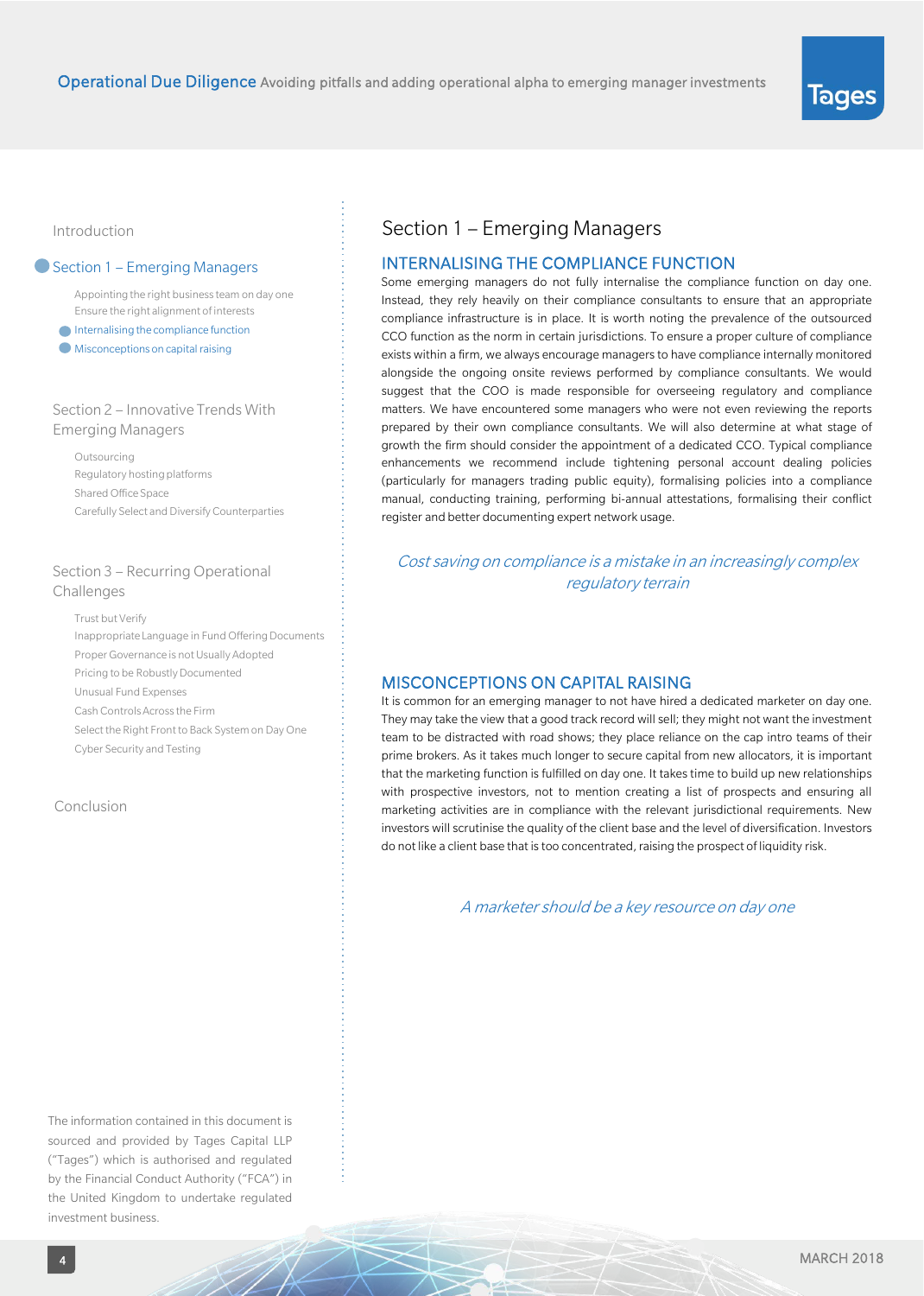Introduction

Section 1 – Emerging Managers

- Appointing the right business team on day one
- Ensure the right alignment of interests
- Internalising the compliance function
- Misconceptions on capital raising

Section 2 – Innovative Trends With Emerging Managers

- Outsourcing
- Regulatory hosting platforms
- Shared Office Space
- Carefully Select and Diversify Counterparties

Section 3 – Recurring Operational Challenges

- Trust but Verify
- Inappropriate Language in Fund Offering Documents
- Proper Governance is not Usually Adopted
- Pricing to be Robustly Documented
- Unusual Fund Expenses
- Cash Controls Across the Firm
- Select the Right Front to Back System on Day One
- Cyber Security and Testing

Conclusion

The information contained in this document is sourced and provided by Tages Capital LLP ("Tages") which is authorised and regulated by the Financial Conduct Authority ("FCA") in the United Kingdom to undertake regulated investment business.

# Section 1 – Emerging Managers

## INTERNALISING THE COMPLIANCE FUNCTION

Some emerging managers do not fully internalise the compliance function on day one. Instead, they rely heavily on their compliance consultants to ensure that an appropriate compliance infrastructure is in place. It is worth noting the prevalence of the outsourced CCO function as the norm in certain jurisdictions. To ensure a proper culture of compliance exists within a firm, we always encourage managers to have compliance internally monitored alongside the ongoing onsite reviews performed by compliance consultants. We would suggest that the COO is made responsible for overseeing regulatory and compliance matters. We have encountered some managers who were not even reviewing the reports prepared by their own compliance consultants. We will also determine at what stage of growth the firm should consider the appointment of a dedicated CCO. Typical compliance enhancements we recommend include tightening personal account dealing policies (particularly for managers trading public equity), formalising policies into a compliance manual, conducting training, performing bi-annual attestations, formalising their conflict register and better documenting expert network usage.

*Cost saving on compliance is a mistake in an increasingly complex regulatory terrain*

## MISCONCEPTIONS ON CAPITAL RAISING

It is common for an emerging manager to not have hired a dedicated marketer on day one. They may take the view that a good track record will sell; they might not want the investment team to be distracted with road shows; they place reliance on the cap intro teams of their prime brokers. As it takes much longer to secure capital from new allocators, it is important that the marketing function is fulfilled on day one. It takes time to build up new relationships with prospective investors, not to mention creating a list of prospects and ensuring all marketing activities are in compliance with the relevant jurisdictional requirements. New investors will scrutinise the quality of the client base and the level of diversification. Investors do not like a client base that is too concentrated, raising the prospect of liquidity risk.

*A marketer should be a key resource on day one*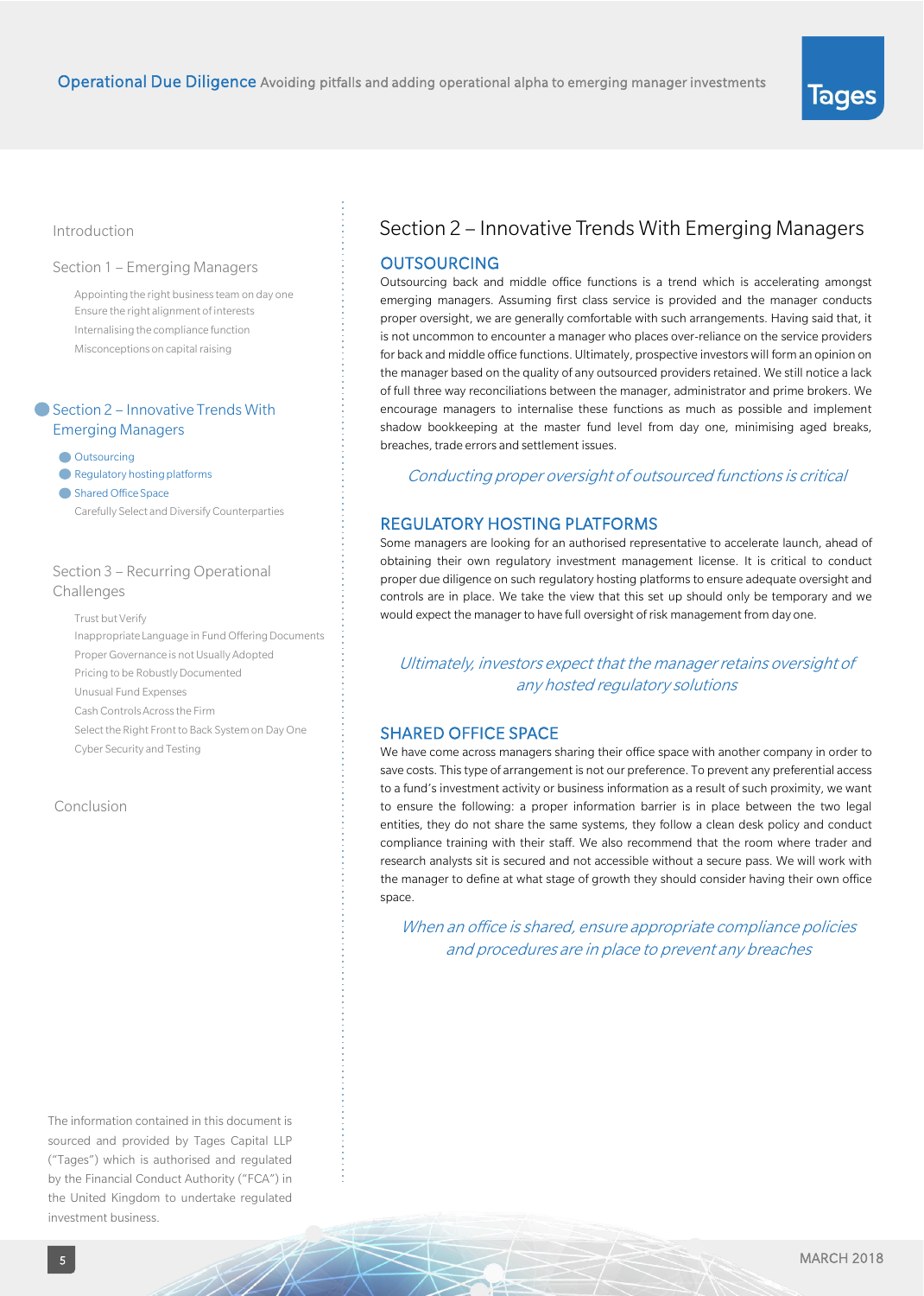Introduction

Section 1 – Emerging Managers

- Appointing the right business team on day one
- Ensure the right alignment of interests
- Internalising the compliance function
- Misconceptions on capital raising

Section 2 – Innovative Trends With Emerging Managers

- Outsourcing
- Regulatory hosting platforms
- Shared Office Space
- Carefully Select and Diversify Counterparties

Section 3 – Recurring Operational Challenges

- Trust but Verify
- Inappropriate Language in Fund Offering Documents
- Proper Governance is not Usually Adopted
- Pricing to be Robustly Documented
- Unusual Fund Expenses
- Cash Controls Across the Firm
- Select the Right Front to Back System on Day One
- Cyber Security and Testing

Conclusion

The information contained in this document is sourced and provided by Tages Capital LLP ("Tages") which is authorised and regulated by the Financial Conduct Authority ("FCA") in the United Kingdom to undertake regulated investment business.

# Section 2 – Innovative Trends With Emerging Managers

## OUTSOURCING

Outsourcing back and middle office functions is a trend which is accelerating amongst emerging managers. Assuming first class service is provided and the manager conducts proper oversight, we are generally comfortable with such arrangements. Having said that, it is not uncommon to encounter a manager who places over-reliance on the service providers for back and middle office functions. Ultimately, prospective investors will form an opinion on the manager based on the quality of any outsourced providers retained. We still notice a lack of full three way reconciliations between the manager, administrator and prime brokers. We encourage managers to internalise these functions as much as possible and implement shadow bookkeeping at the master fund level from day one, minimising aged breaks, breaches, trade errors and settlement issues.

*Conducting proper oversight of outsourced functions is critical*

## REGULATORY HOSTING PLATFORMS

Some managers are looking for an authorised representative to accelerate launch, ahead of obtaining their own regulatory investment management license. It is critical to conduct proper due diligence on such regulatory hosting platforms to ensure adequate oversight and controls are in place. We take the view that this set up should only be temporary and we would expect the manager to have full oversight of risk management from day one.

*Ultimately, investors expect that the manager retains oversight of any hosted regulatory solutions*

## SHARED OFFICE SPACE

We have come across managers sharing their office space with another company in order to save costs. This type of arrangement is not our preference. To prevent any preferential access to a fund's investment activity or business information as a result of such proximity, we want to ensure the following: a proper information barrier is in place between the two legal entities, they do not share the same systems, they follow a clean desk policy and conduct compliance training with their staff. We also recommend that the room where trader and research analysts sit is secured and not accessible without a secure pass. We will work with the manager to define at what stage of growth they should consider having their own office space.

*When an office is shared, ensure appropriate compliance policies and procedures are in place to prevent any breaches*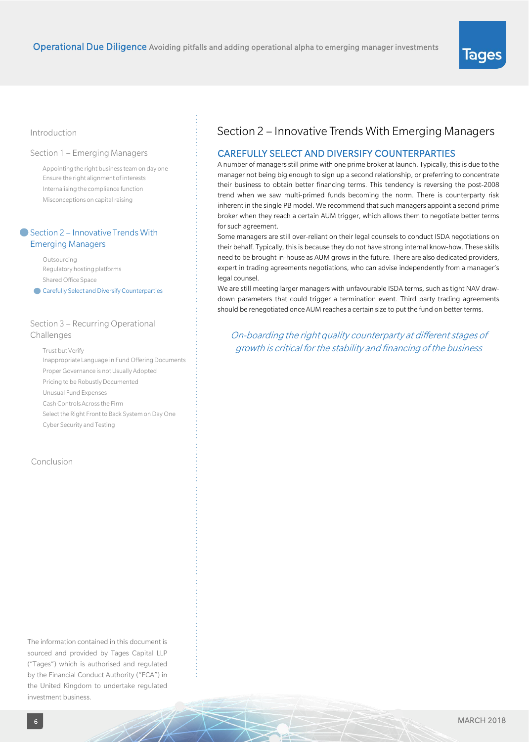Introduction

Section 1 – Emerging Managers

- Appointing the right business team on day one
- Ensure the right alignment of interests
- Internalising the compliance function
- Misconceptions on capital raising

Section 2 – Innovative Trends With Emerging Managers

- Outsourcing
- Regulatory hosting platforms
- Shared Office Space
- Carefully Select and Diversify Counterparties

Section 3 – Recurring Operational Challenges

- Trust but Verify
- Inappropriate Language in Fund Offering Documents
- Proper Governance is not Usually Adopted
- Pricing to be Robustly Documented
- Unusual Fund Expenses
- Cash Controls Across the Firm
- Select the Right Front to Back System on Day One
- Cyber Security and Testing

Conclusion

The information contained in this document is sourced and provided by Tages Capital LLP ("Tages") which is authorised and regulated by the Financial Conduct Authority ("FCA") in the United Kingdom to undertake regulated investment business.

# Section 2 – Innovative Trends With Emerging Managers

## CAREFULLY SELECT AND DIVERSIFY COUNTERPARTIES

A number of managers still prime with one prime broker at launch. Typically, this is due to the manager not being big enough to sign up a second relationship, or preferring to concentrate their business to obtain better financing terms. This tendency is reversing the post-2008 trend when we saw multi-primed funds becoming the norm. There is counterparty risk inherent in the single PB model. We recommend that such managers appoint a second prime broker when they reach a certain AUM trigger, which allows them to negotiate better terms for such agreement.

Some managers are still over-reliant on their legal counsels to conduct ISDA negotiations on their behalf. Typically, this is because they do not have strong internal know-how. These skills need to be brought in-house as AUM grows in the future. There are also dedicated providers, expert in trading agreements negotiations, who can advise independently from a manager's legal counsel.

We are still meeting larger managers with unfavourable ISDA terms, such as tight NAV draw-down parameters that could trigger a termination event. Third party trading agreements should be renegotiated once AUM reaches a certain size to put the fund on better terms.

*On-boarding the right quality counterparty at different stages of growth is critical for the stability and financing of the business*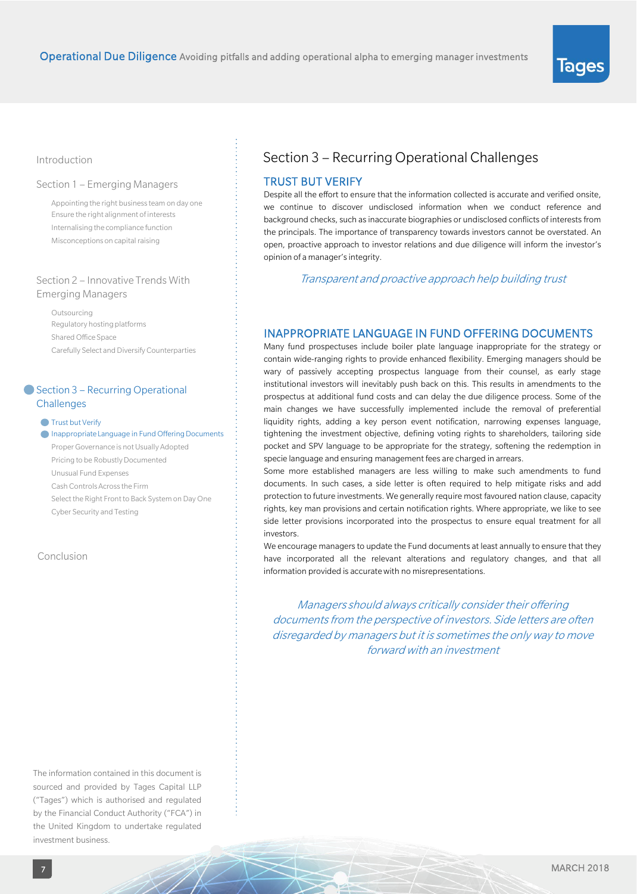Introduction

Section 1 – Emerging Managers

- Appointing the right business team on day one
- Ensure the right alignment of interests
- Internalising the compliance function
- Misconceptions on capital raising

Section 2 – Innovative Trends With Emerging Managers

- Outsourcing
- Regulatory hosting platforms
- Shared Office Space
- Carefully Select and Diversify Counterparties

Section 3 – Recurring Operational Challenges

- Trust but Verify
- Inappropriate Language in Fund Offering Documents
- Proper Governance is not Usually Adopted
- Pricing to be Robustly Documented
- Unusual Fund Expenses
- Cash Controls Across the Firm
- Select the Right Front to Back System on Day One
- Cyber Security and Testing

Conclusion

The information contained in this document is sourced and provided by Tages Capital LLP ("Tages") which is authorised and regulated by the Financial Conduct Authority ("FCA") in the United Kingdom to undertake regulated investment business.

# Section 3 – Recurring Operational Challenges

## TRUST BUT VERIFY

Despite all the effort to ensure that the information collected is accurate and verified onsite, we continue to discover undisclosed information when we conduct reference and background checks, such as inaccurate biographies or undisclosed conflicts of interests from the principals. The importance of transparency towards investors cannot be overstated. An open, proactive approach to investor relations and due diligence will inform the investor's opinion of a manager's integrity.

*Transparent and proactive approach help building trust*

## INAPPROPRIATE LANGUAGE IN FUND OFFERING DOCUMENTS

Many fund prospectuses include boiler plate language inappropriate for the strategy or contain wide-ranging rights to provide enhanced flexibility. Emerging managers should be wary of passively accepting prospectus language from their counsel, as early stage institutional investors will inevitably push back on this. This results in amendments to the prospectus at additional fund costs and can delay the due diligence process. Some of the main changes we have successfully implemented include the removal of preferential liquidity rights, adding a key person event notification, narrowing expenses language, tightening the investment objective, defining voting rights to shareholders, tailoring side pocket and SPV language to be appropriate for the strategy, softening the redemption in specie language and ensuring management fees are charged in arrears.

Some more established managers are less willing to make such amendments to fund documents. In such cases, a side letter is often required to help mitigate risks and add protection to future investments. We generally require most favoured nation clause, capacity rights, key man provisions and certain notification rights. Where appropriate, we like to see side letter provisions incorporated into the prospectus to ensure equal treatment for all investors.

We encourage managers to update the Fund documents at least annually to ensure that they have incorporated all the relevant alterations and regulatory changes, and that all information provided is accurate with no misrepresentations.

*Managers should always critically consider their offering documents from the perspective of investors. Side letters are often disregarded by managers but it is sometimes the only way to move forward with an investment*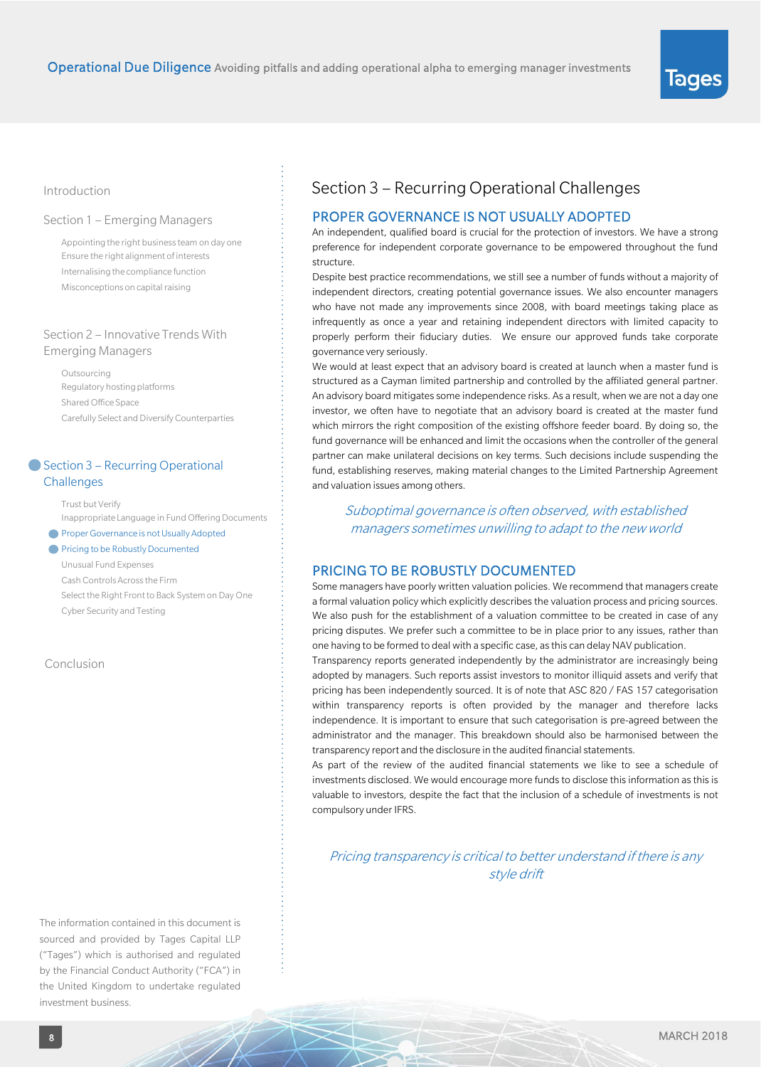Introduction

Section 1 – Emerging Managers

- Appointing the right business team on day one
- Ensure the right alignment of interests
- Internalising the compliance function
- Misconceptions on capital raising

Section 2 – Innovative Trends With Emerging Managers

- Outsourcing
- Regulatory hosting platforms
- Shared Office Space
- Carefully Select and Diversify Counterparties

Section 3 – Recurring Operational Challenges

- Trust but Verify
- Inappropriate Language in Fund Offering Documents
- Proper Governance is not Usually Adopted
- Pricing to be Robustly Documented
- Unusual Fund Expenses
- Cash Controls Across the Firm
- Select the Right Front to Back System on Day One
- Cyber Security and Testing

Conclusion

The information contained in this document is sourced and provided by Tages Capital LLP ("Tages") which is authorised and regulated by the Financial Conduct Authority ("FCA") in the United Kingdom to undertake regulated investment business.

# Section 3 – Recurring Operational Challenges

## PROPER GOVERNANCE IS NOT USUALLY ADOPTED

An independent, qualified board is crucial for the protection of investors. We have a strong preference for independent corporate governance to be empowered throughout the fund structure.

Despite best practice recommendations, we still see a number of funds without a majority of independent directors, creating potential governance issues. We also encounter managers who have not made any improvements since 2008, with board meetings taking place as infrequently as once a year and retaining independent directors with limited capacity to properly perform their fiduciary duties. We ensure our approved funds take corporate governance very seriously.

We would at least expect that an advisory board is created at launch when a master fund is structured as a Cayman limited partnership and controlled by the affiliated general partner. An advisory board mitigates some independence risks. As a result, when we are not a day one investor, we often have to negotiate that an advisory board is created at the master fund which mirrors the right composition of the existing offshore feeder board. By doing so, the fund governance will be enhanced and limit the occasions when the controller of the general partner can make unilateral decisions on key terms. Such decisions include suspending the fund, establishing reserves, making material changes to the Limited Partnership Agreement and valuation issues among others.

*Suboptimal governance is often observed, with established managers sometimes unwilling to adapt to the new world*

## PRICING TO BE ROBUSTLY DOCUMENTED

Some managers have poorly written valuation policies. We recommend that managers create a formal valuation policy which explicitly describes the valuation process and pricing sources. We also push for the establishment of a valuation committee to be created in case of any pricing disputes. We prefer such a committee to be in place prior to any issues, rather than one having to be formed to deal with a specific case, as this can delay NAV publication.

Transparency reports generated independently by the administrator are increasingly being adopted by managers. Such reports assist investors to monitor illiquid assets and verify that pricing has been independently sourced. It is of note that ASC 820 / FAS 157 categorisation within transparency reports is often provided by the manager and therefore lacks independence. It is important to ensure that such categorisation is pre-agreed between the administrator and the manager. This breakdown should also be harmonised between the transparency report and the disclosure in the audited financial statements.

As part of the review of the audited financial statements we like to see a schedule of investments disclosed. We would encourage more funds to disclose this information as this is valuable to investors, despite the fact that the inclusion of a schedule of investments is not compulsory under IFRS.

*Pricing transparency is critical to better understand if there is any style drift*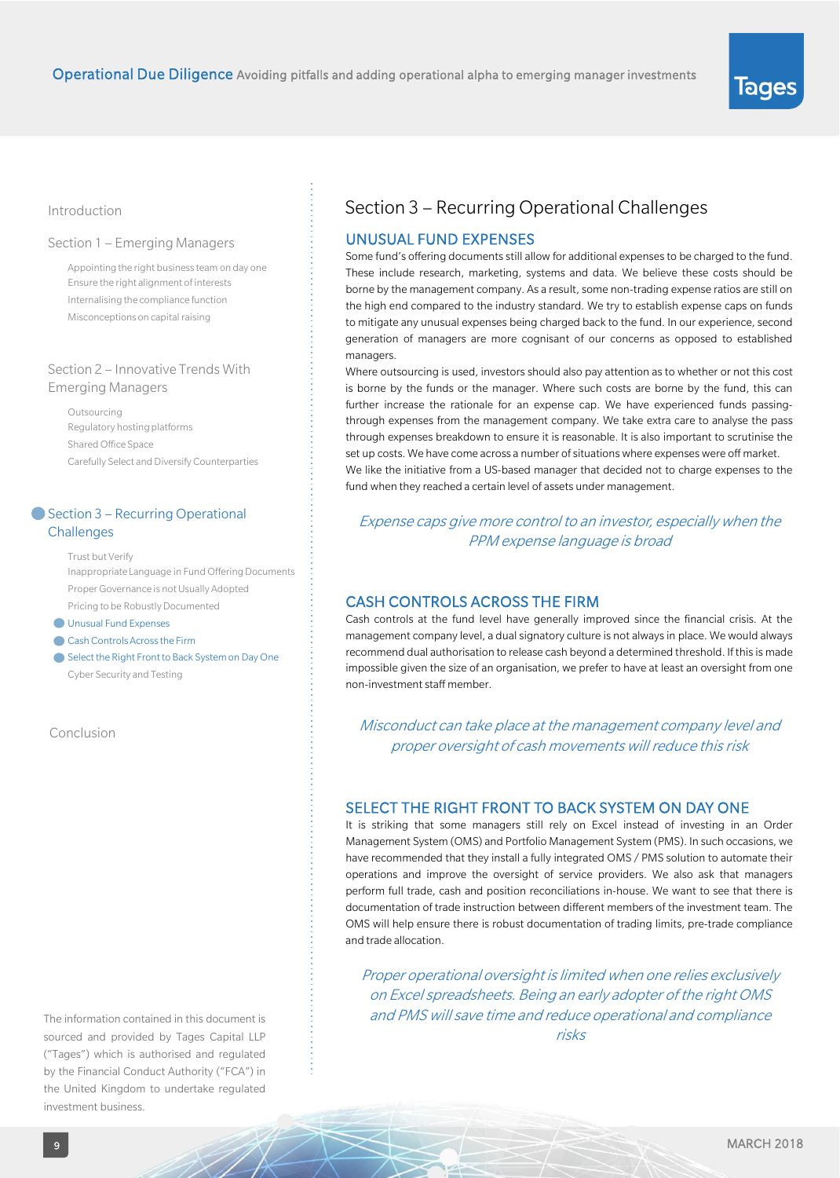Introduction

Section 1 – Emerging Managers

- Appointing the right business team on day one
- Ensure the right alignment of interests
- Internalising the compliance function
- Misconceptions on capital raising

Section 2 – Innovative Trends With Emerging Managers

- Outsourcing
- Regulatory hosting platforms
- Shared Office Space
- Carefully Select and Diversify Counterparties

Section 3 – Recurring Operational Challenges

- Trust but Verify
- Inappropriate Language in Fund Offering Documents
- Proper Governance is not Usually Adopted
- Pricing to be Robustly Documented
- Unusual Fund Expenses
- Cash Controls Across the Firm
- Select the Right Front to Back System on Day One
- Cyber Security and Testing

Conclusion

The information contained in this document is sourced and provided by Tages Capital LLP ("Tages") which is authorised and regulated by the Financial Conduct Authority ("FCA") in the United Kingdom to undertake regulated investment business.

# Section 3 – Recurring Operational Challenges

## UNUSUAL FUND EXPENSES

Some fund's offering documents still allow for additional expenses to be charged to the fund. These include research, marketing, systems and data. We believe these costs should be borne by the management company. As a result, some non-trading expense ratios are still on the high end compared to the industry standard. We try to establish expense caps on funds to mitigate any unusual expenses being charged back to the fund. In our experience, second generation of managers are more cognisant of our concerns as opposed to established managers.

Where outsourcing is used, investors should also pay attention as to whether or not this cost is borne by the funds or the manager. Where such costs are borne by the fund, this can further increase the rationale for an expense cap. We have experienced funds passing-through expenses from the management company. We take extra care to analyse the pass through expenses breakdown to ensure it is reasonable. It is also important to scrutinise the set up costs. We have come across a number of situations where expenses were off market. We like the initiative from a US-based manager that decided not to charge expenses to the fund when they reached a certain level of assets under management.

*Expense caps give more control to an investor, especially when the PPM expense language is broad*

## CASH CONTROLS ACROSS THE FIRM

Cash controls at the fund level have generally improved since the financial crisis. At the management company level, a dual signatory culture is not always in place. We would always recommend dual authorisation to release cash beyond a determined threshold. If this is made impossible given the size of an organisation, we prefer to have at least an oversight from one non-investment staff member.

*Misconduct can take place at the management company level and proper oversight of cash movements will reduce this risk*

## SELECT THE RIGHT FRONT TO BACK SYSTEM ON DAY ONE

It is striking that some managers still rely on Excel instead of investing in an Order Management System (OMS) and Portfolio Management System (PMS). In such occasions, we have recommended that they install a fully integrated OMS / PMS solution to automate their operations and improve the oversight of service providers. We also ask that managers perform full trade, cash and position reconciliations in-house. We want to see that there is documentation of trade instruction between different members of the investment team. The OMS will help ensure there is robust documentation of trading limits, pre-trade compliance and trade allocation.

*Proper operational oversight is limited when one relies exclusively on Excel spreadsheets. Being an early adopter of the right OMS and PMS will save time and reduce operational and compliance risks*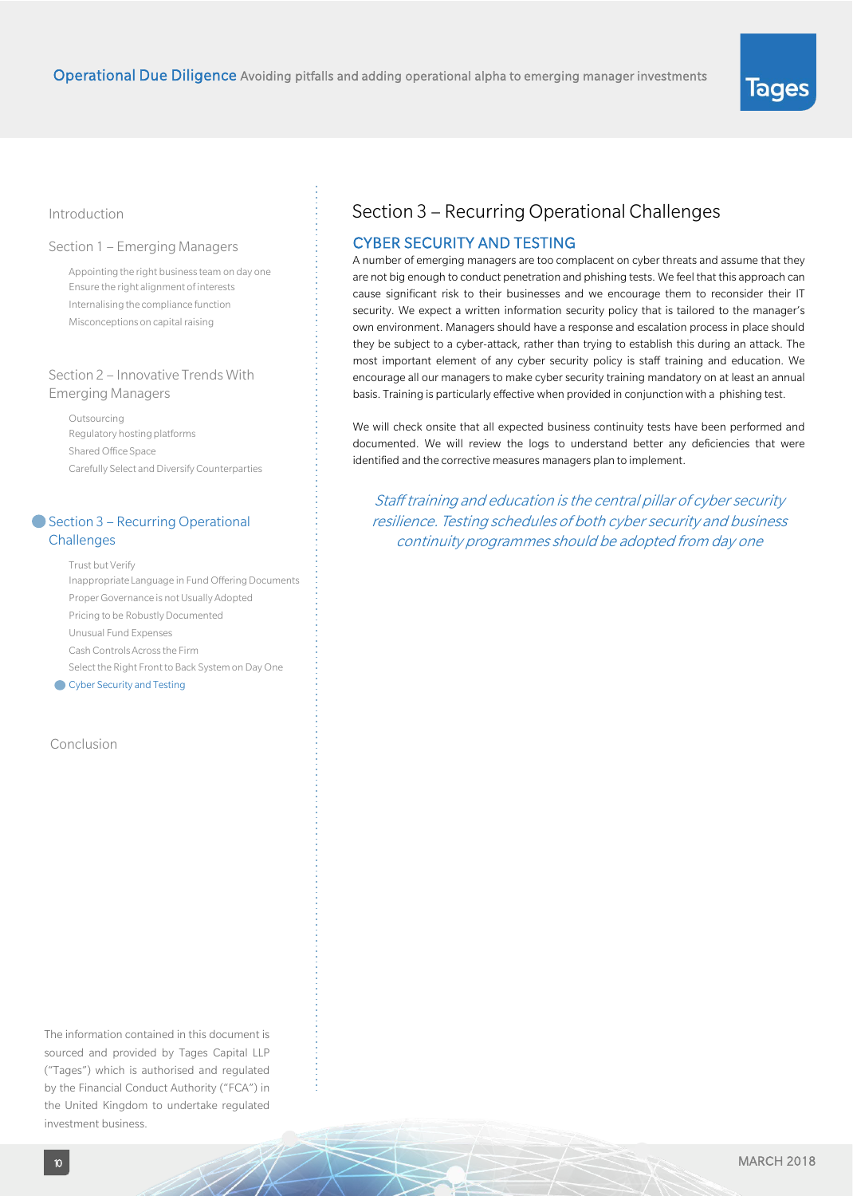Introduction

Section 1 – Emerging Managers

- Appointing the right business team on day one
- Ensure the right alignment of interests
- Internalising the compliance function
- Misconceptions on capital raising

Section 2 – Innovative Trends With Emerging Managers

- Outsourcing
- Regulatory hosting platforms
- Shared Office Space
- Carefully Select and Diversify Counterparties

Section 3 – Recurring Operational Challenges

- Trust but Verify
- Inappropriate Language in Fund Offering Documents
- Proper Governance is not Usually Adopted
- Pricing to be Robustly Documented
- Unusual Fund Expenses
- Cash Controls Across the Firm
- Select the Right Front to Back System on Day One
- Cyber Security and Testing

Conclusion

The information contained in this document is sourced and provided by Tages Capital LLP ("Tages") which is authorised and regulated by the Financial Conduct Authority ("FCA") in the United Kingdom to undertake regulated investment business.

# Section 3 – Recurring Operational Challenges

## CYBER SECURITY AND TESTING

A number of emerging managers are too complacent on cyber threats and assume that they are not big enough to conduct penetration and phishing tests. We feel that this approach can cause significant risk to their businesses and we encourage them to reconsider their IT security. We expect a written information security policy that is tailored to the manager's own environment. Managers should have a response and escalation process in place should they be subject to a cyber-attack, rather than trying to establish this during an attack. The most important element of any cyber security policy is staff training and education. We encourage all our managers to make cyber security training mandatory on at least an annual basis. Training is particularly effective when provided in conjunction with a phishing test.

We will check onsite that all expected business continuity tests have been performed and documented. We will review the logs to understand better any deficiencies that were identified and the corrective measures managers plan to implement.

*Staff training and education is the central pillar of cyber security resilience. Testing schedules of both cyber security and business continuity programmes should be adopted from day one*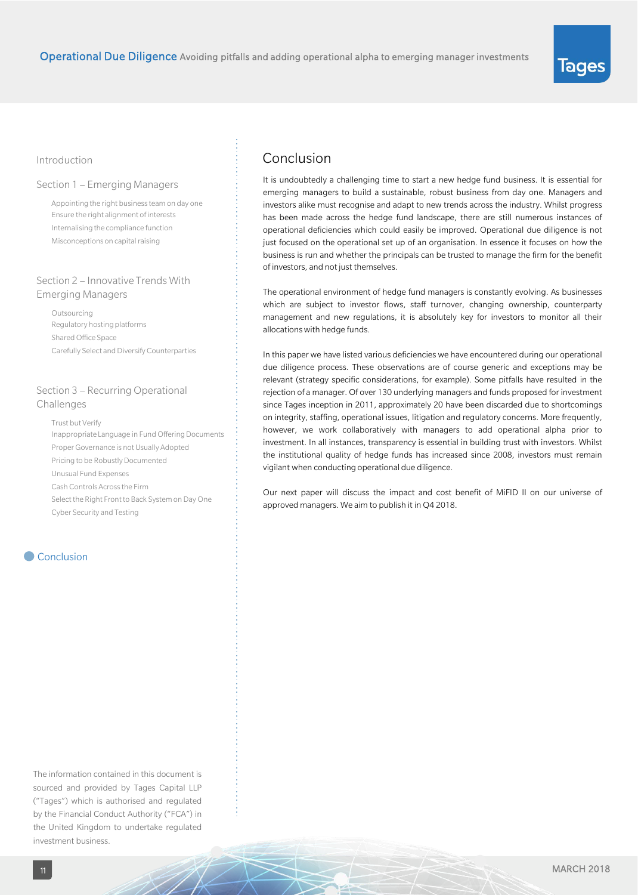Introduction

Section 1 – Emerging Managers

- Appointing the right business team on day one
- Ensure the right alignment of interests
- Internalising the compliance function
- Misconceptions on capital raising

Section 2 – Innovative Trends With Emerging Managers

- Outsourcing
- Regulatory hosting platforms
- Shared Office Space
- Carefully Select and Diversify Counterparties

Section 3 – Recurring Operational Challenges

- Trust but Verify
- Inappropriate Language in Fund Offering Documents
- Proper Governance is not Usually Adopted
- Pricing to be Robustly Documented
- Unusual Fund Expenses
- Cash Controls Across the Firm
- Select the Right Front to Back System on Day One
- Cyber Security and Testing

Conclusion

# Conclusion

It is undoubtedly a challenging time to start a new hedge fund business. It is essential for emerging managers to build a sustainable, robust business from day one. Managers and investors alike must recognise and adapt to new trends across the industry. Whilst progress has been made across the hedge fund landscape, there are still numerous instances of operational deficiencies which could easily be improved. Operational due diligence is not just focused on the operational set up of an organisation. In essence it focuses on how the business is run and whether the principals can be trusted to manage the firm for the benefit of investors, and not just themselves.

The operational environment of hedge fund managers is constantly evolving. As businesses which are subject to investor flows, staff turnover, changing ownership, counterparty management and new regulations, it is absolutely key for investors to monitor all their allocations with hedge funds.

In this paper we have listed various deficiencies we have encountered during our operational due diligence process. These observations are of course generic and exceptions may be relevant (strategy specific considerations, for example). Some pitfalls have resulted in the rejection of a manager. Of over 130 underlying managers and funds proposed for investment since Tages inception in 2011, approximately 20 have been discarded due to shortcomings on integrity, staffing, operational issues, litigation and regulatory concerns. More frequently, however, we work collaboratively with managers to add operational alpha prior to investment. In all instances, transparency is essential in building trust with investors. Whilst the institutional quality of hedge funds has increased since 2008, investors must remain vigilant when conducting operational due diligence.

Our next paper will discuss the impact and cost benefit of MiFID II on our universe of approved managers. We aim to publish it in Q4 2018.

The information contained in this document is sourced and provided by Tages Capital LLP ("Tages") which is authorised and regulated by the Financial Conduct Authority ("FCA") in the United Kingdom to undertake regulated investment business.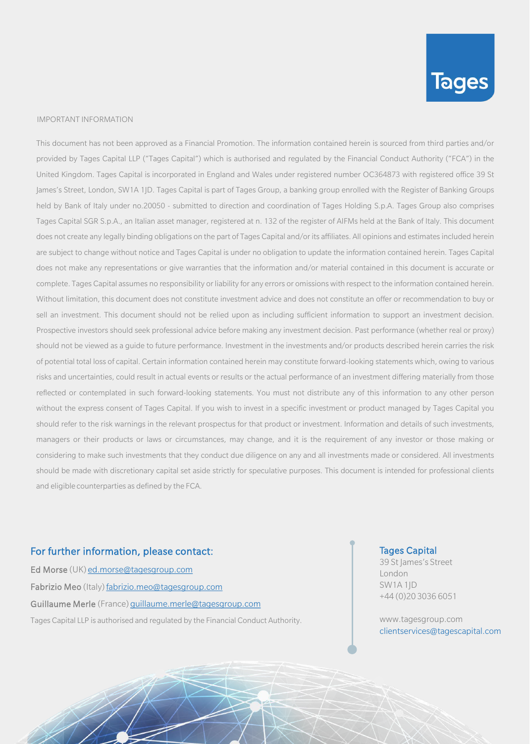Tages

IMPORTANT INFORMATION

This document has not been approved as a Financial Promotion. The information contained herein is sourced from third parties and/or provided by Tages Capital LLP ("Tages Capital") which is authorised and regulated by the Financial Conduct Authority ("FCA") in the United Kingdom. Tages Capital is incorporated in England and Wales under registered number OC364873 with registered office 39 St James's Street, London, SW1A 1JD. Tages Capital is part of Tages Group, a banking group enrolled with the Register of Banking Groups held by Bank of Italy under no.20050 - submitted to direction and coordination of Tages Holding S.p.A. Tages Group also comprises Tages Capital SGR S.p.A., an Italian asset manager, registered at n. 132 of the register of AIFMs held at the Bank of Italy. This document does not create any legally binding obligations on the part of Tages Capital and/or its affiliates. All opinions and estimates included herein are subject to change without notice and Tages Capital is under no obligation to update the information contained herein. Tages Capital does not make any representations or give warranties that the information and/or material contained in this document is accurate or complete. Tages Capital assumes no responsibility or liability for any errors or omissions with respect to the information contained herein. Without limitation, this document does not constitute investment advice and does not constitute an offer or recommendation to buy or sell an investment. This document should not be relied upon as including sufficient information to support an investment decision. Prospective investors should seek professional advice before making any investment decision. Past performance (whether real or proxy) should not be viewed as a guide to future performance. Investment in the investments and/or products described herein carries the risk of potential total loss of capital. Certain information contained herein may constitute forward-looking statements which, owing to various risks and uncertainties, could result in actual events or results or the actual performance of an investment differing materially from those reflected or contemplated in such forward-looking statements. You must not distribute any of this information to any other person without the express consent of Tages Capital. If you wish to invest in a specific investment or product managed by Tages Capital you should refer to the risk warnings in the relevant prospectus for that product or investment. Information and details of such investments, managers or their products or laws or circumstances, may change, and it is the requirement of any investor or those making or considering to make such investments that they conduct due diligence on any and all investments made or considered. All investments should be made with discretionary capital set aside strictly for speculative purposes. This document is intended for professional clients and eligible counterparties as defined by the FCA.

## For further information, please contact:

Ed Morse (UK) ed.morse@tagesgroup.com

Fabrizio Meo (Italy) fabrizio.meo@tagesgroup.com

Guillaume Merle (France) guillaume.merle@tagesgroup.com

Tages Capital LLP is authorised and regulated by the Financial Conduct Authority.

**Tages Capital**
39 St James's Street
London
SW1A 1JD
+44 (0)20 3036 6051

www.tagesgroup.com
clientservices@tagescapital.com